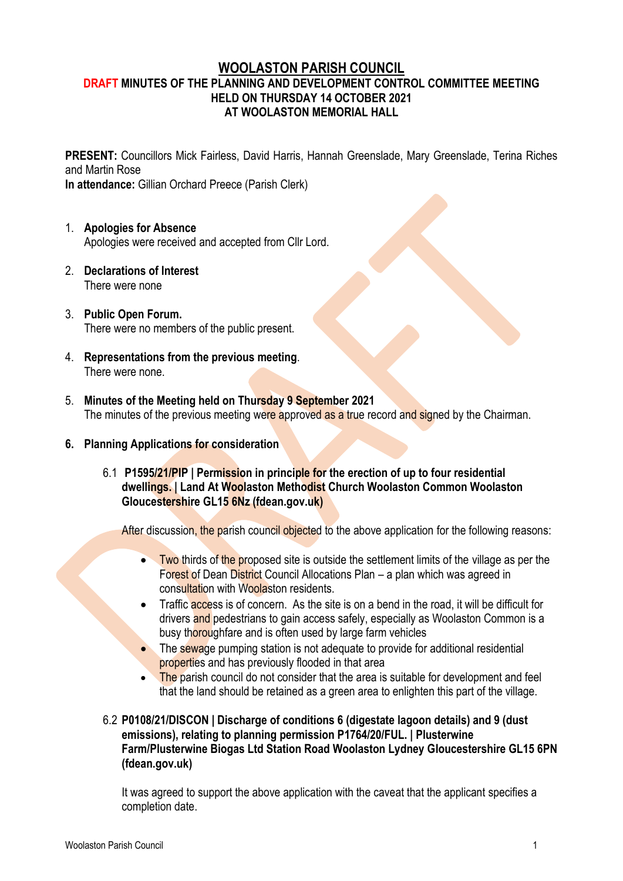# WOOLASTON PARISH COUNCIL

## DRAFT MINUTES OF THE PLANNING AND DEVELOPMENT CONTROL COMMITTEE MEETING HELD ON THURSDAY 14 OCTOBER 2021 AT WOOLASTON MEMORIAL HALL

**PRESENT:** Councillors Mick Fairless, David Harris, Hannah Greenslade, Mary Greenslade, Terina Riches and Martin Rose
**In attendance:** Gillian Orchard Preece (Parish Clerk)

1. **Apologies for Absence**
   Apologies were received and accepted from Cllr Lord.

2. **Declarations of Interest**
   There were none

3. **Public Open Forum.**
   There were no members of the public present.

4. **Representations from the previous meeting**.
   There were none.

5. **Minutes of the Meeting held on Thursday 9 September 2021**
   The minutes of the previous meeting were approved as a true record and signed by the Chairman.

6. **Planning Applications for consideration**

   6.1 **P1595/21/PIP | Permission in principle for the erection of up to four residential dwellings. | Land At Woolaston Methodist Church Woolaston Common Woolaston Gloucestershire GL15 6Nz (fdean.gov.uk)**

   After discussion, the parish council objected to the above application for the following reasons:

   - Two thirds of the proposed site is outside the settlement limits of the village as per the Forest of Dean District Council Allocations Plan – a plan which was agreed in consultation with Woolaston residents.
   - Traffic access is of concern. As the site is on a bend in the road, it will be difficult for drivers and pedestrians to gain access safely, especially as Woolaston Common is a busy thoroughfare and is often used by large farm vehicles
   - The sewage pumping station is not adequate to provide for additional residential properties and has previously flooded in that area
   - The parish council do not consider that the area is suitable for development and feel that the land should be retained as a green area to enlighten this part of the village.

   6.2 **P0108/21/DISCON | Discharge of conditions 6 (digestate lagoon details) and 9 (dust emissions), relating to planning permission P1764/20/FUL. | Plusterwine Farm/Plusterwine Biogas Ltd Station Road Woolaston Lydney Gloucestershire GL15 6PN (fdean.gov.uk)**

   It was agreed to support the above application with the caveat that the applicant specifies a completion date.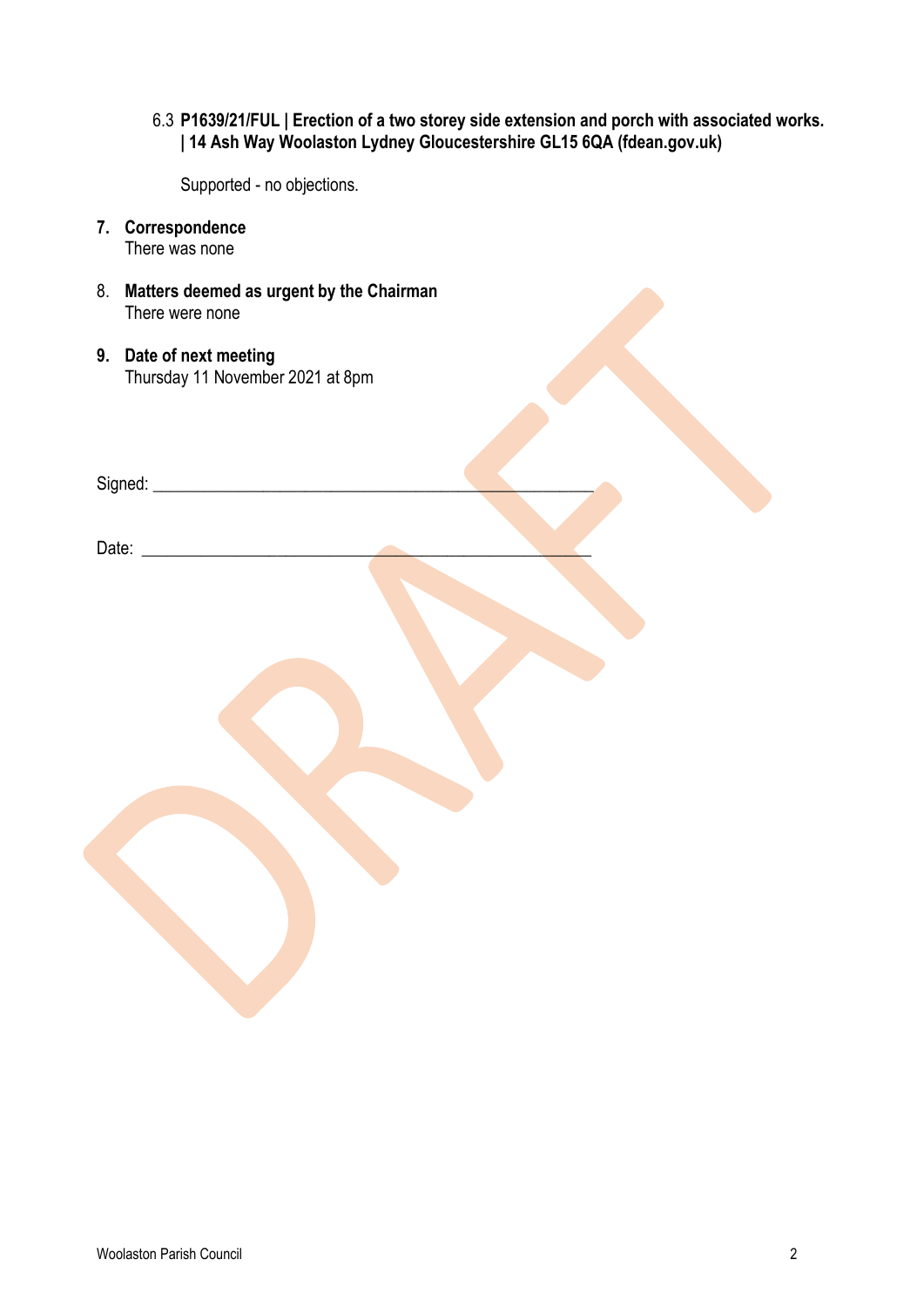6.3 **P1639/21/FUL | Erection of a two storey side extension and porch with associated works. | 14 Ash Way Woolaston Lydney Gloucestershire GL15 6QA (fdean.gov.uk)**

Supported - no objections.

**7. Correspondence**
There was none

8. **Matters deemed as urgent by the Chairman**
There were none

**9. Date of next meeting**
Thursday 11 November 2021 at 8pm

Signed: ____________________________________________

Date: ____________________________________________

Woolaston Parish Council